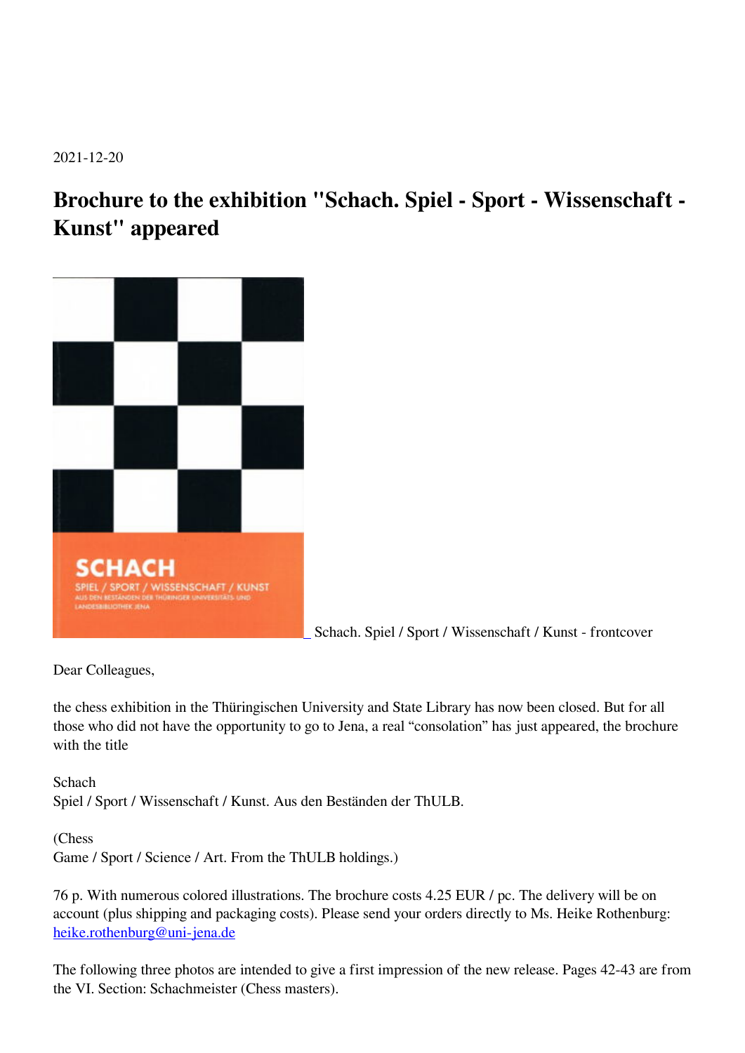2021-12-20

# Brochure to the exhibition "Schach. Spiel - Sport - Wissenschaft - Kunst" appeared

_ Schach. Spiel / Sport / Wissenschaft / Kunst - frontcover

Dear Colleagues,

the chess exhibition in the Thüringischen University and State Library has now been closed. But for all those who did not have the opportunity to go to Jena, a real "consolation" has just appeared, the brochure with the title

Schach
Spiel / Sport / Wissenschaft / Kunst. Aus den Beständen der ThULB.

(Chess
Game / Sport / Science / Art. From the ThULB holdings.)

76 p. With numerous colored illustrations. The brochure costs 4.25 EUR / pc. The delivery will be on account (plus shipping and packaging costs). Please send your orders directly to Ms. Heike Rothenburg: heike.rothenburg@uni-jena.de

The following three photos are intended to give a first impression of the new release. Pages 42-43 are from the VI. Section: Schachmeister (Chess masters).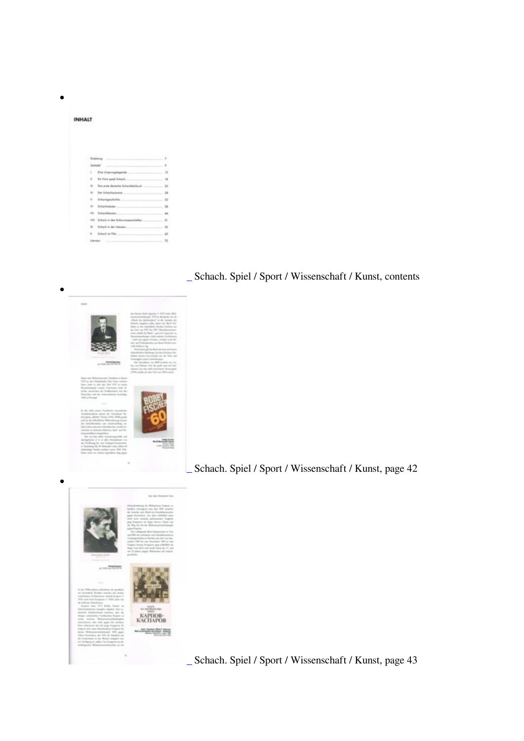- _ Schach. Spiel / Sport / Wissenschaft / Kunst, contents

- _ Schach. Spiel / Sport / Wissenschaft / Kunst, page 42

- _ Schach. Spiel / Sport / Wissenschaft / Kunst, page 43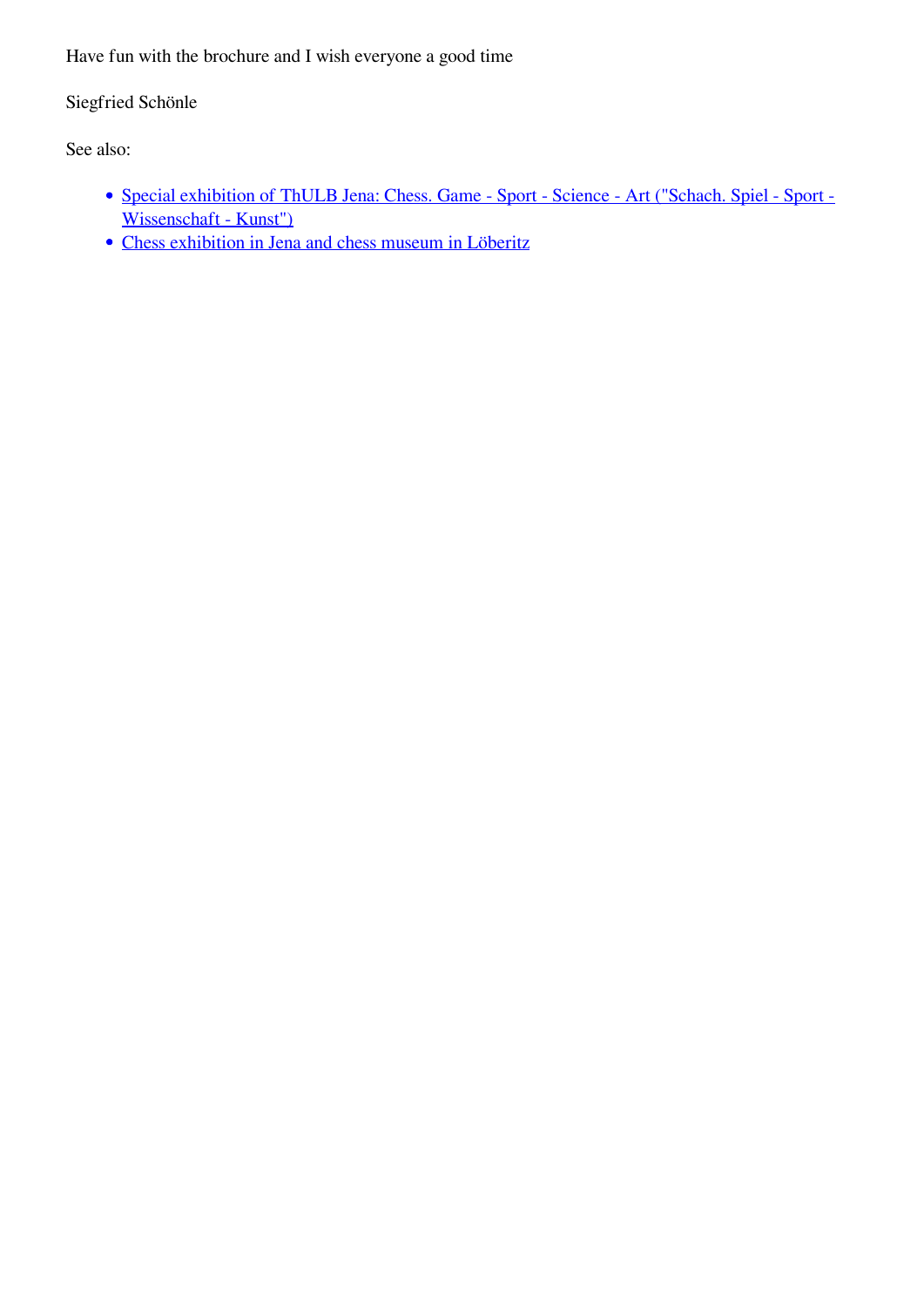Have fun with the brochure and I wish everyone a good time

Siegfried Schönle

See also:

- Special exhibition of ThULB Jena: Chess. Game - Sport - Science - Art ("Schach. Spiel - Sport - Wissenschaft - Kunst")
- Chess exhibition in Jena and chess museum in Löberitz